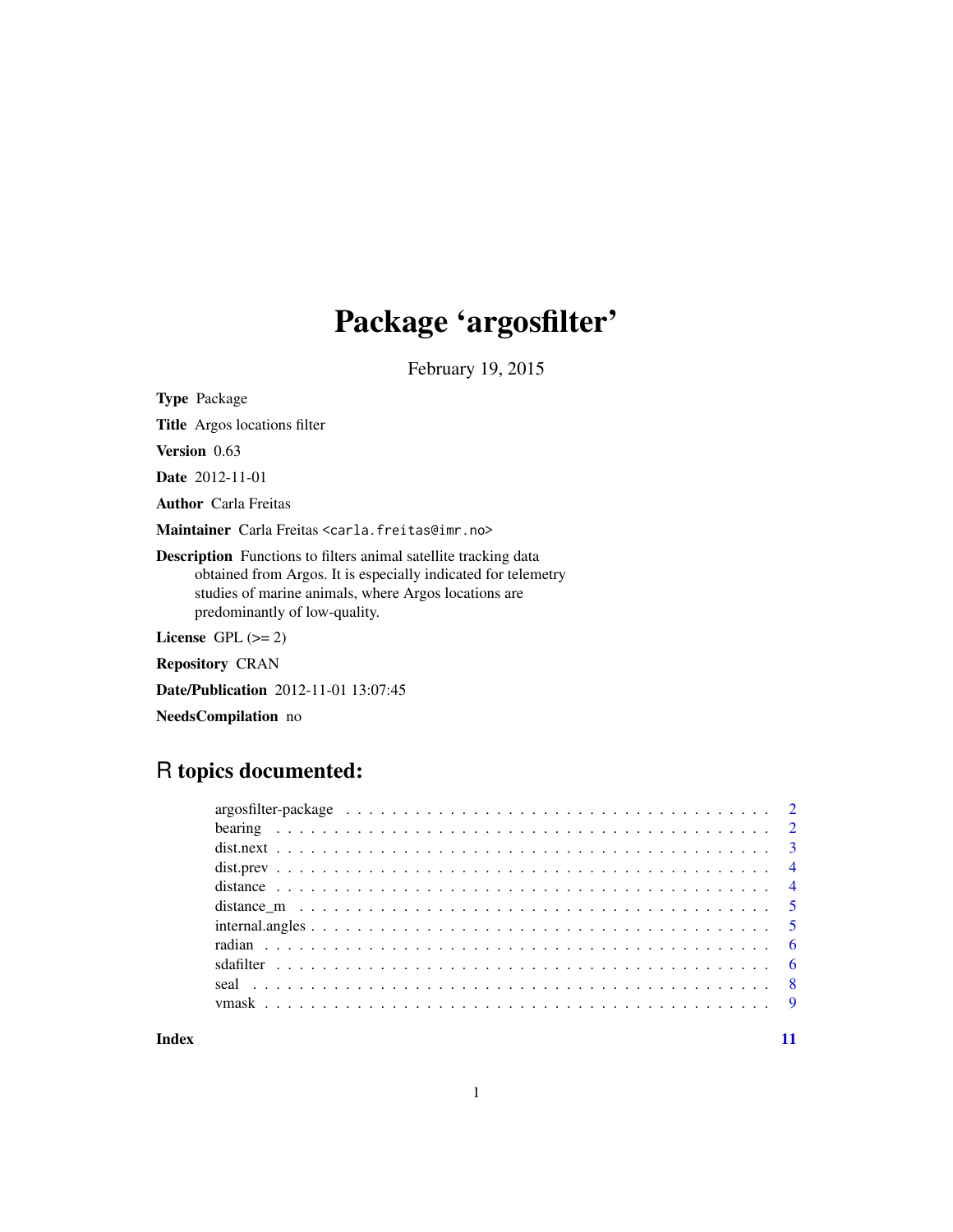# Package 'argosfilter'

February 19, 2015

**Type** Package

**Title** Argos locations filter

**Version** 0.63

**Date** 2012-11-01

**Author** Carla Freitas

**Maintainer** Carla Freitas <carla.freitas@imr.no>

**Description** Functions to filters animal satellite tracking data obtained from Argos. It is especially indicated for telemetry studies of marine animals, where Argos locations are predominantly of low-quality.

**License** GPL (>= 2)

**Repository** CRAN

**Date/Publication** 2012-11-01 13:07:45

**NeedsCompilation** no

## R topics documented:

- argosfilter-package . . . . . . . . . . . . . . . . . . . . . . . . . . . . . . . . . . . 2
- bearing . . . . . . . . . . . . . . . . . . . . . . . . . . . . . . . . . . . . . . . . . 2
- dist.next . . . . . . . . . . . . . . . . . . . . . . . . . . . . . . . . . . . . . . . . 3
- dist.prev . . . . . . . . . . . . . . . . . . . . . . . . . . . . . . . . . . . . . . . . 4
- distance . . . . . . . . . . . . . . . . . . . . . . . . . . . . . . . . . . . . . . . . 4
- distance_m . . . . . . . . . . . . . . . . . . . . . . . . . . . . . . . . . . . . . . . 5
- internal.angles . . . . . . . . . . . . . . . . . . . . . . . . . . . . . . . . . . . . . 5
- radian . . . . . . . . . . . . . . . . . . . . . . . . . . . . . . . . . . . . . . . . . 6
- sdafilter . . . . . . . . . . . . . . . . . . . . . . . . . . . . . . . . . . . . . . . . 6
- seal . . . . . . . . . . . . . . . . . . . . . . . . . . . . . . . . . . . . . . . . . . 8
- vmask . . . . . . . . . . . . . . . . . . . . . . . . . . . . . . . . . . . . . . . . . 9

**Index** 11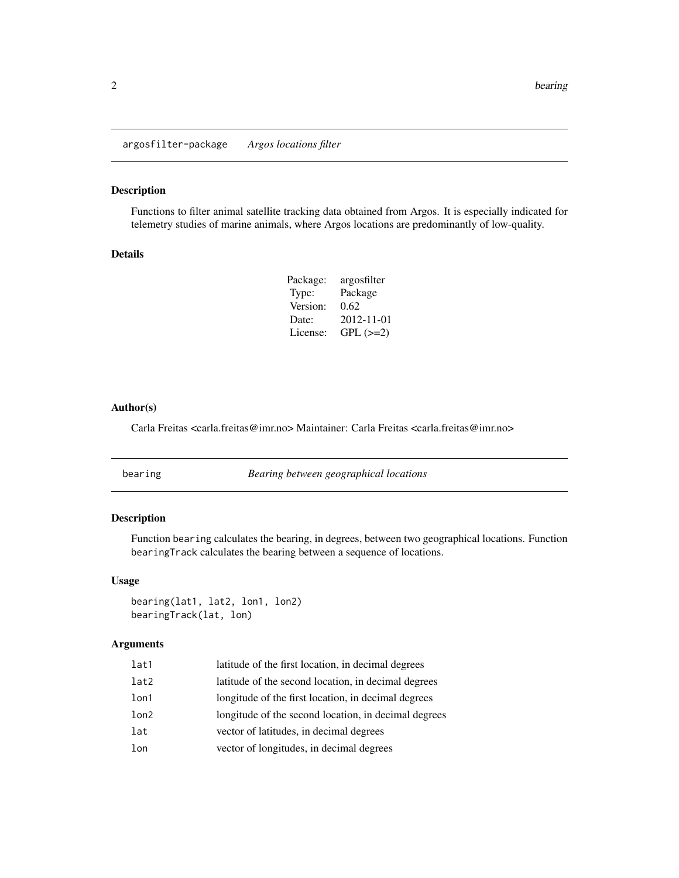## argosfilter-package *Argos locations filter*

### Description

Functions to filter animal satellite tracking data obtained from Argos. It is especially indicated for telemetry studies of marine animals, where Argos locations are predominantly of low-quality.

### Details

| | |
|---|---|
| Package: | argosfilter |
| Type: | Package |
| Version: | 0.62 |
| Date: | 2012-11-01 |
| License: | GPL (>=2) |

### Author(s)

Carla Freitas <carla.freitas@imr.no> Maintainer: Carla Freitas <carla.freitas@imr.no>

## bearing *Bearing between geographical locations*

### Description

Function `bearing` calculates the bearing, in degrees, between two geographical locations. Function `bearingTrack` calculates the bearing between a sequence of locations.

### Usage

```
bearing(lat1, lat2, lon1, lon2)
bearingTrack(lat, lon)
```

### Arguments

| | |
|---|---|
| `lat1` | latitude of the first location, in decimal degrees |
| `lat2` | latitude of the second location, in decimal degrees |
| `lon1` | longitude of the first location, in decimal degrees |
| `lon2` | longitude of the second location, in decimal degrees |
| `lat` | vector of latitudes, in decimal degrees |
| `lon` | vector of longitudes, in decimal degrees |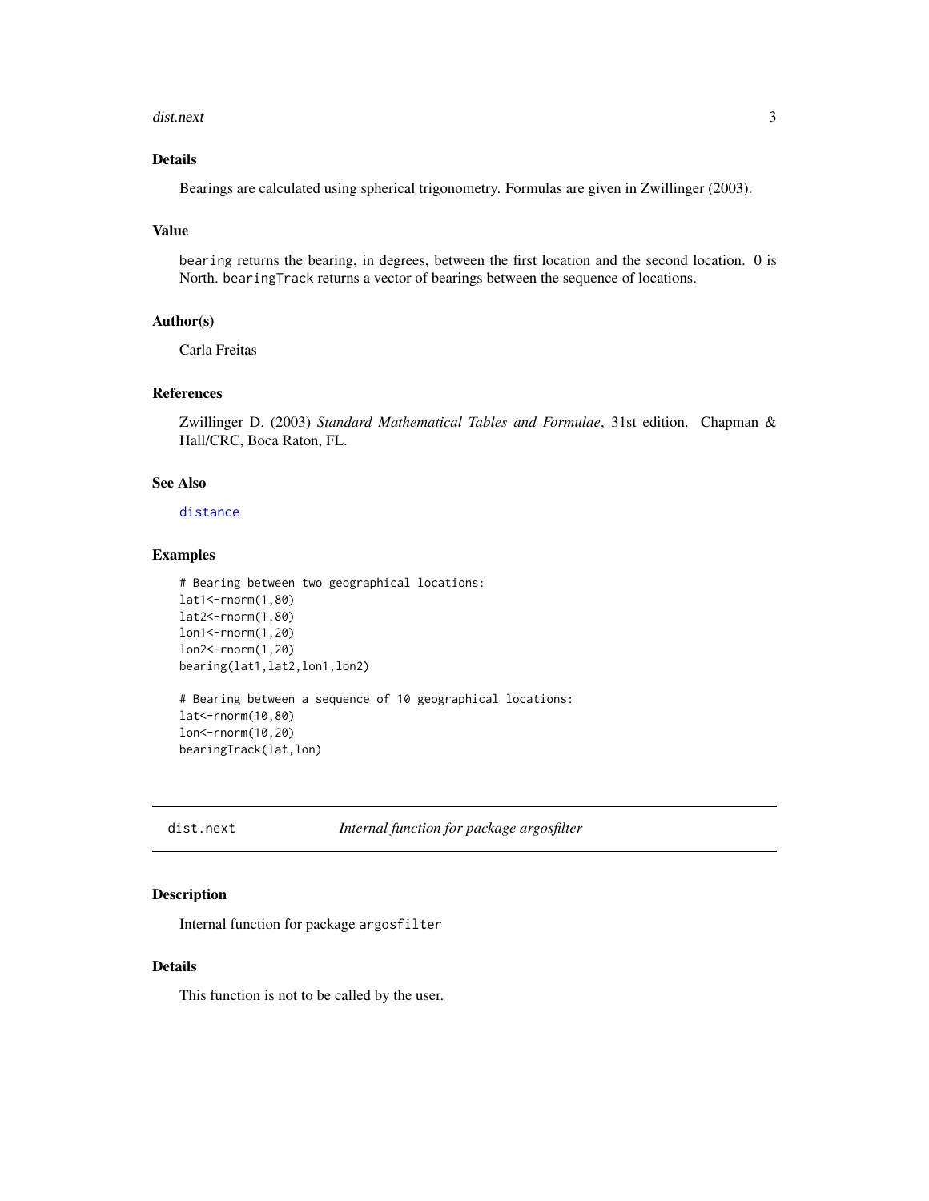### Details

Bearings are calculated using spherical trigonometry. Formulas are given in Zwillinger (2003).

### Value

`bearing` returns the bearing, in degrees, between the first location and the second location. 0 is North. `bearingTrack` returns a vector of bearings between the sequence of locations.

### Author(s)

Carla Freitas

### References

Zwillinger D. (2003) *Standard Mathematical Tables and Formulae*, 31st edition. Chapman & Hall/CRC, Boca Raton, FL.

### See Also

distance

### Examples

```
# Bearing between two geographical locations:
lat1<-rnorm(1,80)
lat2<-rnorm(1,80)
lon1<-rnorm(1,20)
lon2<-rnorm(1,20)
bearing(lat1,lat2,lon1,lon2)

# Bearing between a sequence of 10 geographical locations:
lat<-rnorm(10,80)
lon<-rnorm(10,20)
bearingTrack(lat,lon)
```

---

## dist.next — *Internal function for package argosfilter*

---

### Description

Internal function for package `argosfilter`

### Details

This function is not to be called by the user.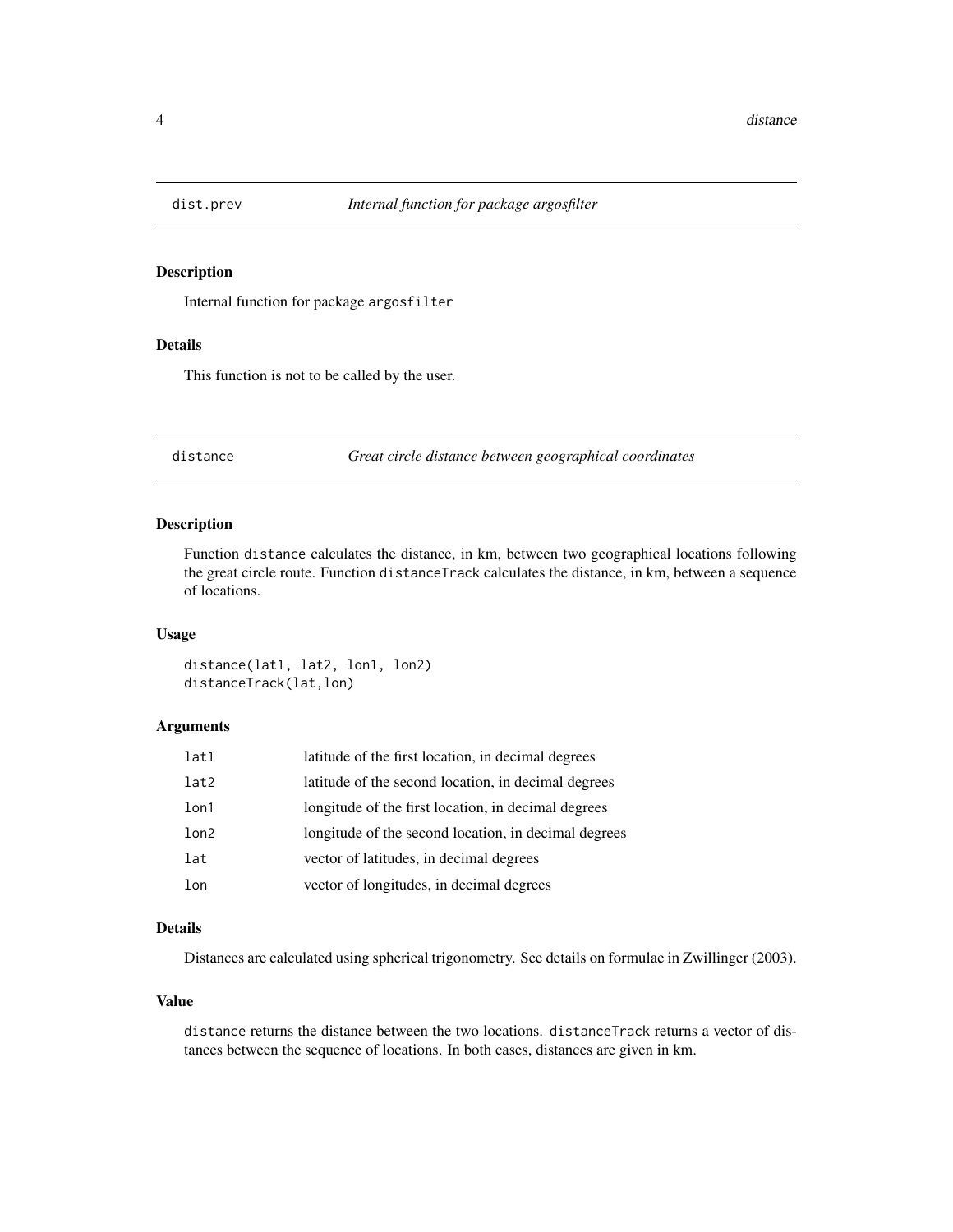## dist.prev *Internal function for package argosfilter*

### Description

Internal function for package argosfilter

### Details

This function is not to be called by the user.

## distance *Great circle distance between geographical coordinates*

### Description

Function distance calculates the distance, in km, between two geographical locations following the great circle route. Function distanceTrack calculates the distance, in km, between a sequence of locations.

### Usage

```
distance(lat1, lat2, lon1, lon2)
distanceTrack(lat,lon)
```

### Arguments

| | |
|---|---|
| lat1 | latitude of the first location, in decimal degrees |
| lat2 | latitude of the second location, in decimal degrees |
| lon1 | longitude of the first location, in decimal degrees |
| lon2 | longitude of the second location, in decimal degrees |
| lat | vector of latitudes, in decimal degrees |
| lon | vector of longitudes, in decimal degrees |

### Details

Distances are calculated using spherical trigonometry. See details on formulae in Zwillinger (2003).

### Value

distance returns the distance between the two locations. distanceTrack returns a vector of distances between the sequence of locations. In both cases, distances are given in km.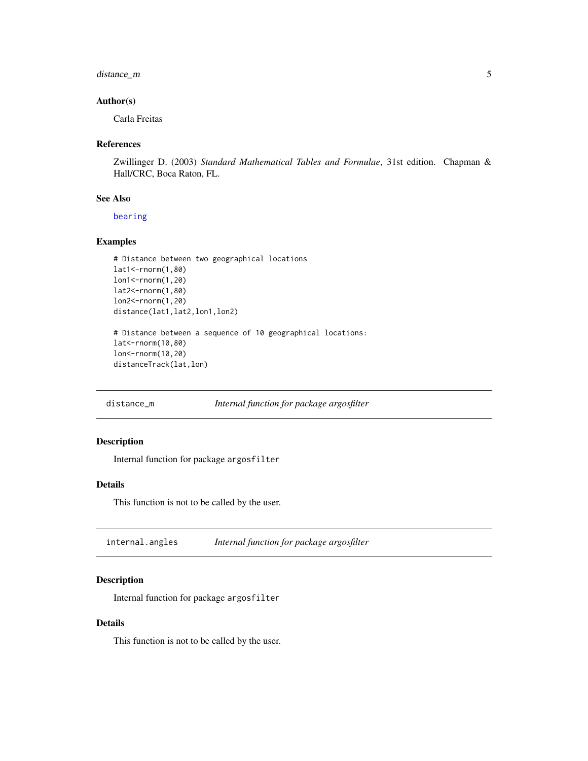### Author(s)

Carla Freitas

### References

Zwillinger D. (2003) *Standard Mathematical Tables and Formulae*, 31st edition. Chapman & Hall/CRC, Boca Raton, FL.

### See Also

bearing

### Examples

```
# Distance between two geographical locations
lat1<-rnorm(1,80)
lon1<-rnorm(1,20)
lat2<-rnorm(1,80)
lon2<-rnorm(1,20)
distance(lat1,lat2,lon1,lon2)

# Distance between a sequence of 10 geographical locations:
lat<-rnorm(10,80)
lon<-rnorm(10,20)
distanceTrack(lat,lon)
```

## distance_m — *Internal function for package argosfilter*

### Description

Internal function for package argosfilter

### Details

This function is not to be called by the user.

## internal.angles — *Internal function for package argosfilter*

### Description

Internal function for package argosfilter

### Details

This function is not to be called by the user.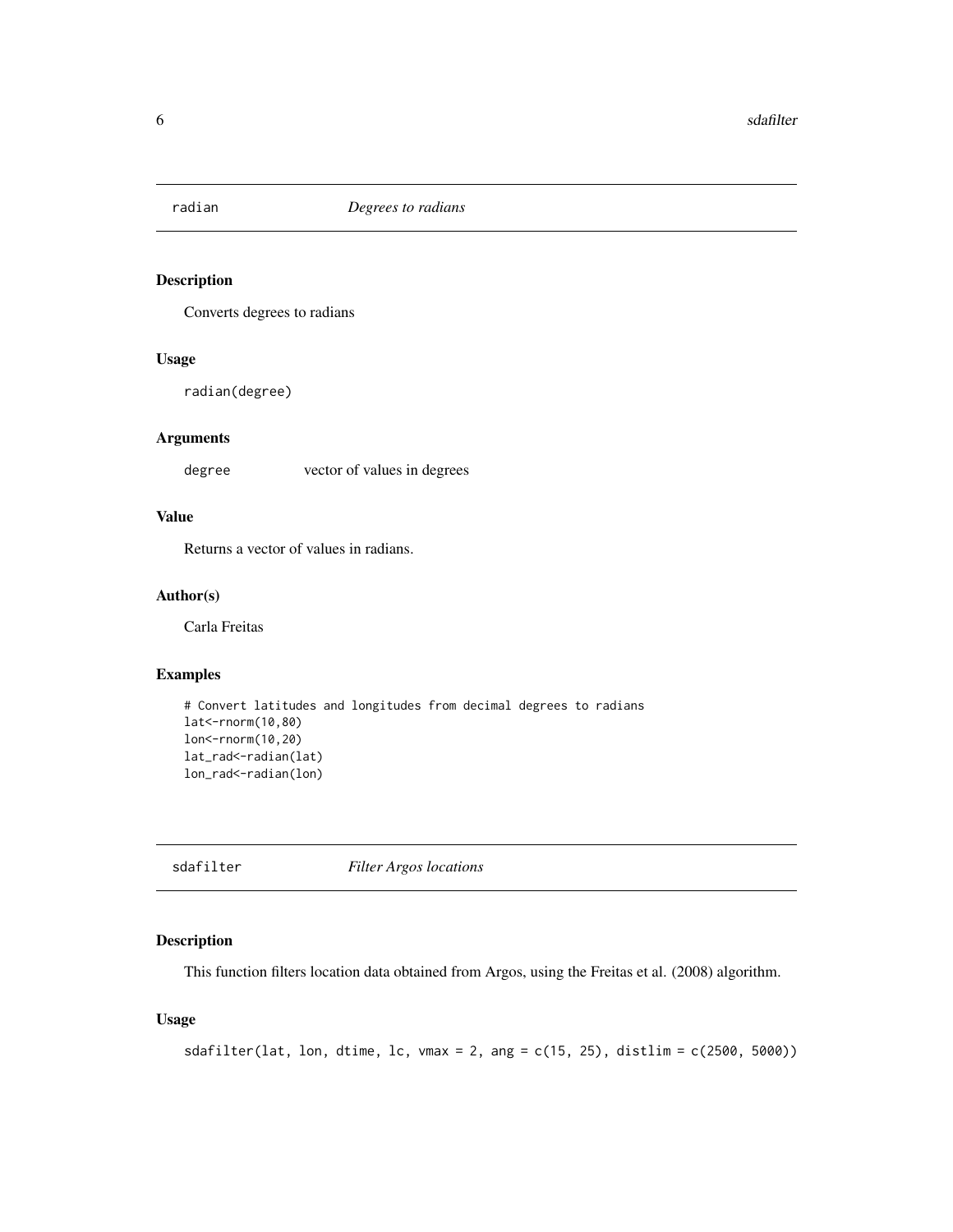## radian *Degrees to radians*

### Description

Converts degrees to radians

### Usage

```
radian(degree)
```

### Arguments

| | |
|---|---|
| degree | vector of values in degrees |

### Value

Returns a vector of values in radians.

### Author(s)

Carla Freitas

### Examples

```
# Convert latitudes and longitudes from decimal degrees to radians
lat<-rnorm(10,80)
lon<-rnorm(10,20)
lat_rad<-radian(lat)
lon_rad<-radian(lon)
```

## sdafilter *Filter Argos locations*

### Description

This function filters location data obtained from Argos, using the Freitas et al. (2008) algorithm.

### Usage

```
sdafilter(lat, lon, dtime, lc, vmax = 2, ang = c(15, 25), distlim = c(2500, 5000))
```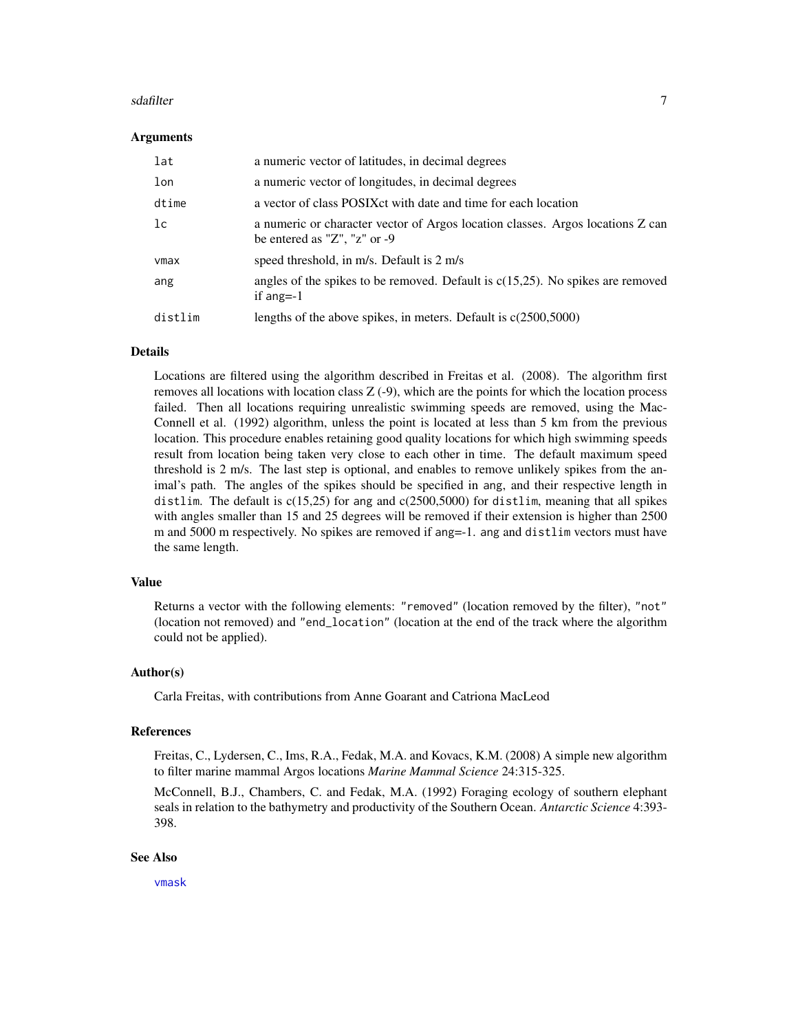### Arguments

| | |
|---|---|
| `lat` | a numeric vector of latitudes, in decimal degrees |
| `lon` | a numeric vector of longitudes, in decimal degrees |
| `dtime` | a vector of class POSIXct with date and time for each location |
| `lc` | a numeric or character vector of Argos location classes. Argos locations Z can be entered as "Z", "z" or -9 |
| `vmax` | speed threshold, in m/s. Default is 2 m/s |
| `ang` | angles of the spikes to be removed. Default is c(15,25). No spikes are removed if `ang`=-1 |
| `distlim` | lengths of the above spikes, in meters. Default is c(2500,5000) |

### Details

Locations are filtered using the algorithm described in Freitas et al. (2008). The algorithm first removes all locations with location class Z (-9), which are the points for which the location process failed. Then all locations requiring unrealistic swimming speeds are removed, using the MacConnell et al. (1992) algorithm, unless the point is located at less than 5 km from the previous location. This procedure enables retaining good quality locations for which high swimming speeds result from location being taken very close to each other in time. The default maximum speed threshold is 2 m/s. The last step is optional, and enables to remove unlikely spikes from the animal's path. The angles of the spikes should be specified in `ang`, and their respective length in `distlim`. The default is c(15,25) for `ang` and c(2500,5000) for `distlim`, meaning that all spikes with angles smaller than 15 and 25 degrees will be removed if their extension is higher than 2500 m and 5000 m respectively. No spikes are removed if `ang`=-1. `ang` and `distlim` vectors must have the same length.

### Value

Returns a vector with the following elements: `"removed"` (location removed by the filter), `"not"` (location not removed) and `"end_location"` (location at the end of the track where the algorithm could not be applied).

### Author(s)

Carla Freitas, with contributions from Anne Goarant and Catriona MacLeod

### References

Freitas, C., Lydersen, C., Ims, R.A., Fedak, M.A. and Kovacs, K.M. (2008) A simple new algorithm to filter marine mammal Argos locations *Marine Mammal Science* 24:315-325.

McConnell, B.J., Chambers, C. and Fedak, M.A. (1992) Foraging ecology of southern elephant seals in relation to the bathymetry and productivity of the Southern Ocean. *Antarctic Science* 4:393-398.

### See Also

`vmask`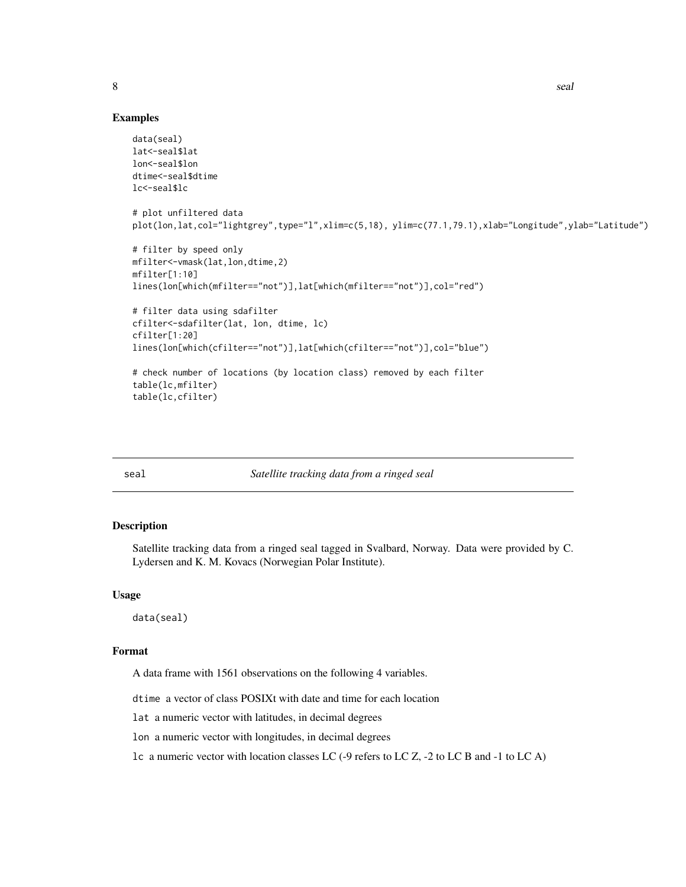## Examples

```
data(seal)
lat<-seal$lat
lon<-seal$lon
dtime<-seal$dtime
lc<-seal$lc

# plot unfiltered data
plot(lon,lat,col="lightgrey",type="l",xlim=c(5,18), ylim=c(77.1,79.1),xlab="Longitude",ylab="Latitude")

# filter by speed only
mfilter<-vmask(lat,lon,dtime,2)
mfilter[1:10]
lines(lon[which(mfilter=="not")],lat[which(mfilter=="not")],col="red")

# filter data using sdafilter
cfilter<-sdafilter(lat, lon, dtime, lc)
cfilter[1:20]
lines(lon[which(cfilter=="not")],lat[which(cfilter=="not")],col="blue")

# check number of locations (by location class) removed by each filter
table(lc,mfilter)
table(lc,cfilter)
```

---

seal — *Satellite tracking data from a ringed seal*

---

## Description

Satellite tracking data from a ringed seal tagged in Svalbard, Norway. Data were provided by C. Lydersen and K. M. Kovacs (Norwegian Polar Institute).

## Usage

```
data(seal)
```

## Format

A data frame with 1561 observations on the following 4 variables.

`dtime` a vector of class POSIXt with date and time for each location

`lat` a numeric vector with latitudes, in decimal degrees

`lon` a numeric vector with longitudes, in decimal degrees

`lc` a numeric vector with location classes LC (-9 refers to LC Z, -2 to LC B and -1 to LC A)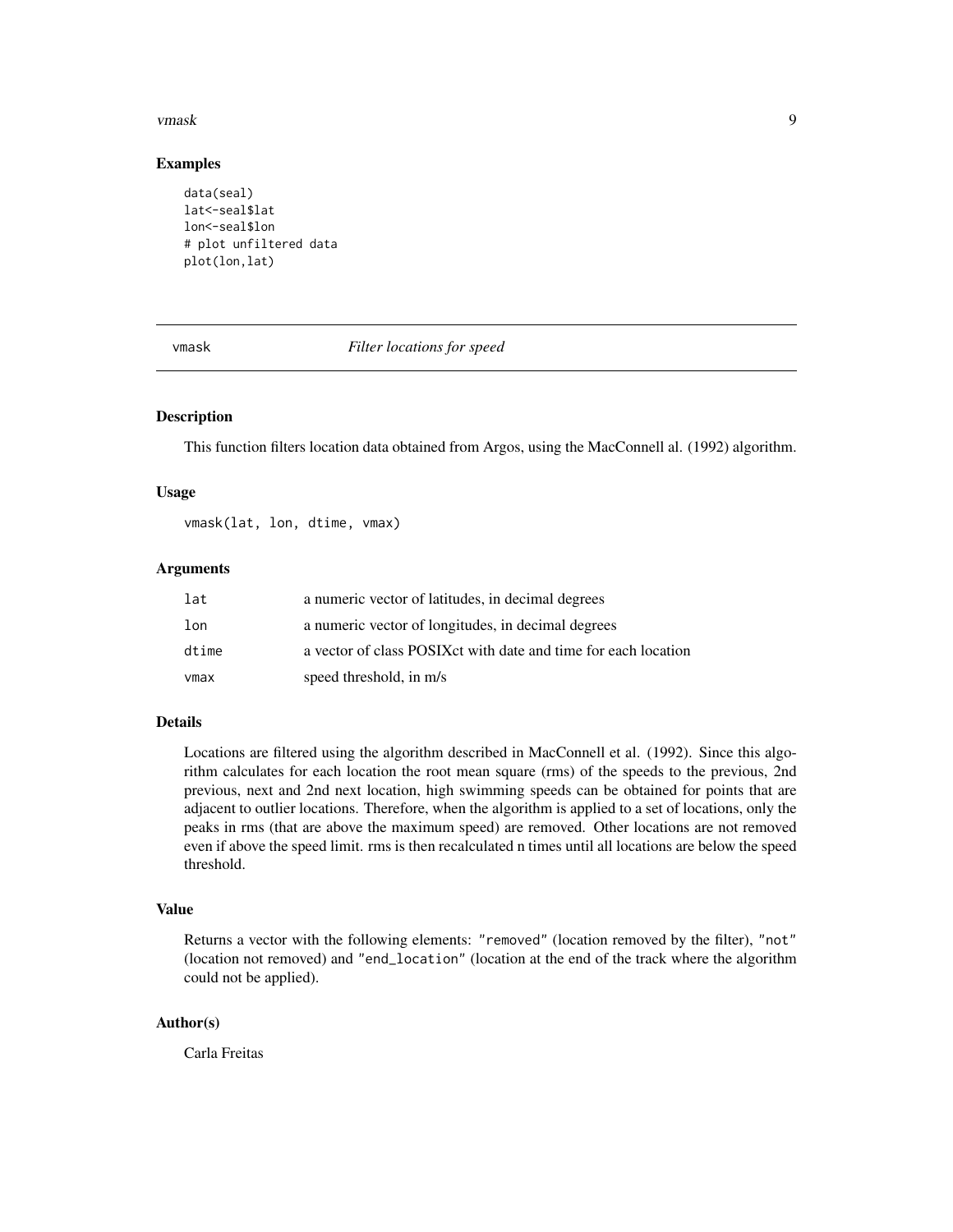## Examples

```
data(seal)
lat<-seal$lat
lon<-seal$lon
# plot unfiltered data
plot(lon,lat)
```

---

## vmask *Filter locations for speed*

---

### Description

This function filters location data obtained from Argos, using the MacConnell al. (1992) algorithm.

### Usage

```
vmask(lat, lon, dtime, vmax)
```

### Arguments

| | |
|---|---|
| lat | a numeric vector of latitudes, in decimal degrees |
| lon | a numeric vector of longitudes, in decimal degrees |
| dtime | a vector of class POSIXct with date and time for each location |
| vmax | speed threshold, in m/s |

### Details

Locations are filtered using the algorithm described in MacConnell et al. (1992). Since this algorithm calculates for each location the root mean square (rms) of the speeds to the previous, 2nd previous, next and 2nd next location, high swimming speeds can be obtained for points that are adjacent to outlier locations. Therefore, when the algorithm is applied to a set of locations, only the peaks in rms (that are above the maximum speed) are removed. Other locations are not removed even if above the speed limit. rms is then recalculated n times until all locations are below the speed threshold.

### Value

Returns a vector with the following elements: `"removed"` (location removed by the filter), `"not"` (location not removed) and `"end_location"` (location at the end of the track where the algorithm could not be applied).

### Author(s)

Carla Freitas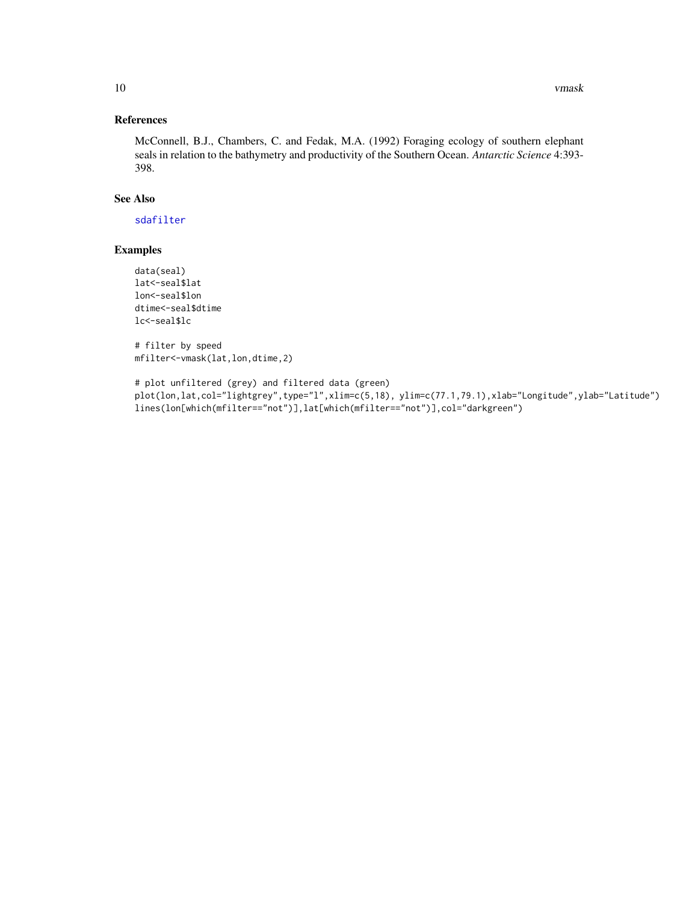## References

McConnell, B.J., Chambers, C. and Fedak, M.A. (1992) Foraging ecology of southern elephant seals in relation to the bathymetry and productivity of the Southern Ocean. *Antarctic Science* 4:393-398.

## See Also

sdafilter

## Examples

```
data(seal)
lat<-seal$lat
lon<-seal$lon
dtime<-seal$dtime
lc<-seal$lc

# filter by speed
mfilter<-vmask(lat,lon,dtime,2)

# plot unfiltered (grey) and filtered data (green)
plot(lon,lat,col="lightgrey",type="l",xlim=c(5,18), ylim=c(77.1,79.1),xlab="Longitude",ylab="Latitude")
lines(lon[which(mfilter=="not")],lat[which(mfilter=="not")],col="darkgreen")
```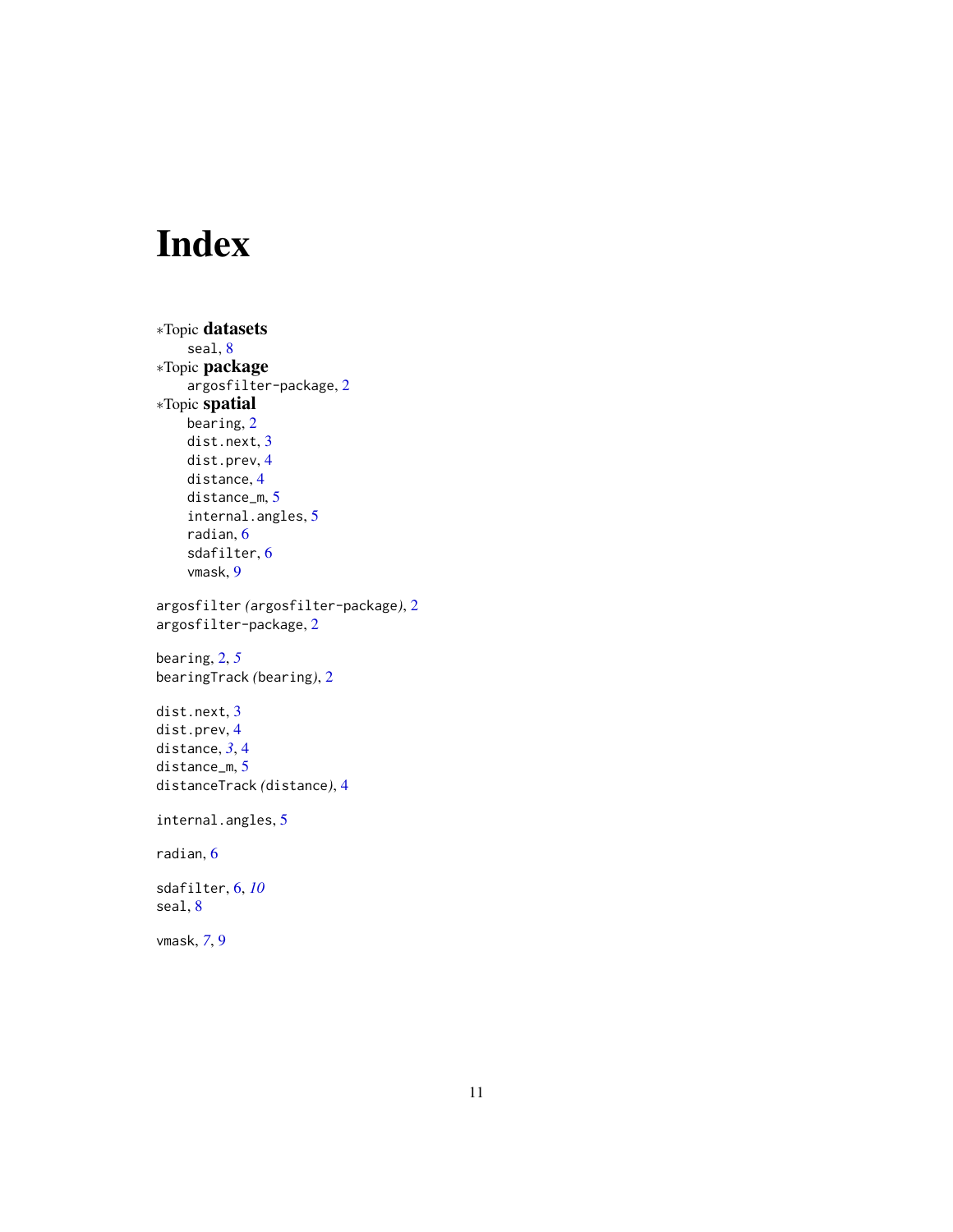# Index

*Topic **datasets**
    seal, 8
*Topic **package**
    argosfilter-package, 2
*Topic **spatial**
    bearing, 2
    dist.next, 3
    dist.prev, 4
    distance, 4
    distance_m, 5
    internal.angles, 5
    radian, 6
    sdafilter, 6
    vmask, 9

argosfilter *(*argosfilter-package*)*, 2
argosfilter-package, 2

bearing, 2, *5*
bearingTrack *(*bearing*)*, 2

dist.next, 3
dist.prev, 4
distance, *3*, 4
distance_m, 5
distanceTrack *(*distance*)*, 4

internal.angles, 5

radian, 6

sdafilter, 6, *10*
seal, 8

vmask, *7*, 9